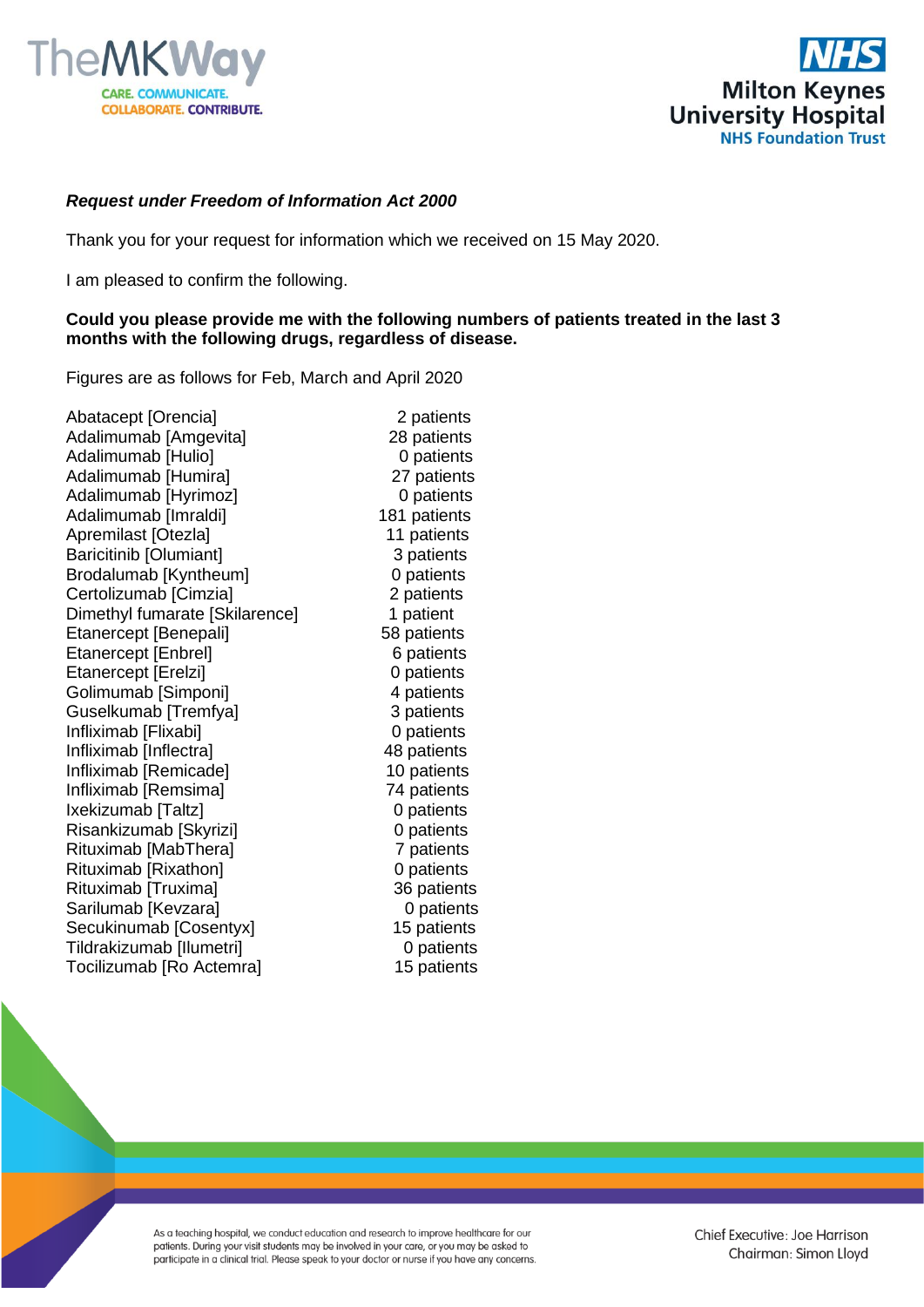***Request under Freedom of Information Act 2000***

Thank you for your request for information which we received on 15 May 2020.

I am pleased to confirm the following.

**Could you please provide me with the following numbers of patients treated in the last 3 months with the following drugs, regardless of disease.**

Figures are as follows for Feb, March and April 2020

| Drug | Patients |
|---|---|
| Abatacept [Orencia] | 2 patients |
| Adalimumab [Amgevita] | 28 patients |
| Adalimumab [Hulio] | 0 patients |
| Adalimumab [Humira] | 27 patients |
| Adalimumab [Hyrimoz] | 0 patients |
| Adalimumab [Imraldi] | 181 patients |
| Apremilast [Otezla] | 11 patients |
| Baricitinib [Olumiant] | 3 patients |
| Brodalumab [Kyntheum] | 0 patients |
| Certolizumab [Cimzia] | 2 patients |
| Dimethyl fumarate [Skilarence] | 1 patient |
| Etanercept [Benepali] | 58 patients |
| Etanercept [Enbrel] | 6 patients |
| Etanercept [Erelzi] | 0 patients |
| Golimumab [Simponi] | 4 patients |
| Guselkumab [Tremfya] | 3 patients |
| Infliximab [Flixabi] | 0 patients |
| Infliximab [Inflectra] | 48 patients |
| Infliximab [Remicade] | 10 patients |
| Infliximab [Remsima] | 74 patients |
| Ixekizumab [Taltz] | 0 patients |
| Risankizumab [Skyrizi] | 0 patients |
| Rituximab [MabThera] | 7 patients |
| Rituximab [Rixathon] | 0 patients |
| Rituximab [Truxima] | 36 patients |
| Sarilumab [Kevzara] | 0 patients |
| Secukinumab [Cosentyx] | 15 patients |
| Tildrakizumab [Ilumetri] | 0 patients |
| Tocilizumab [Ro Actemra] | 15 patients |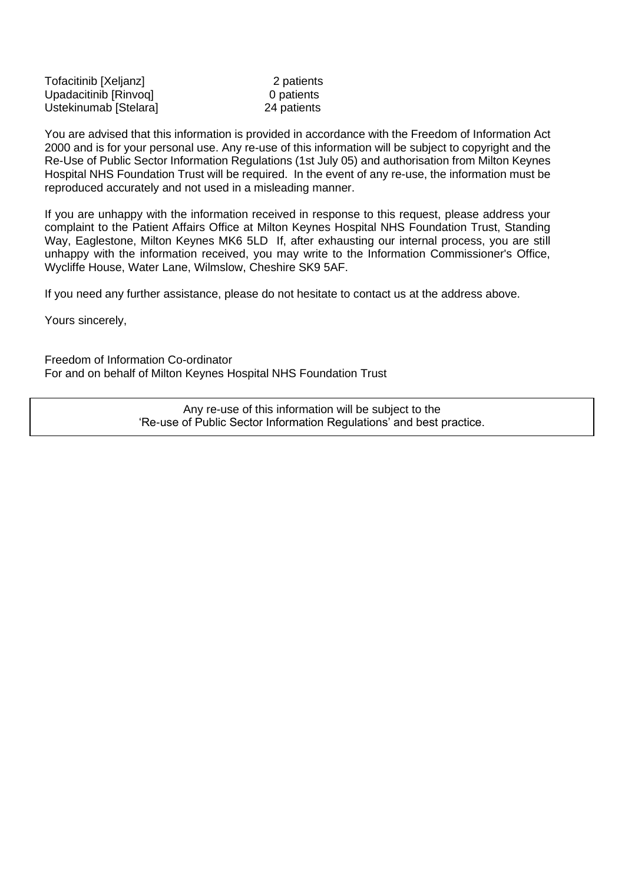| | |
|---|---|
| Tofacitinib [Xeljanz] | 2 patients |
| Upadacitinib [Rinvoq] | 0 patients |
| Ustekinumab [Stelara] | 24 patients |

You are advised that this information is provided in accordance with the Freedom of Information Act 2000 and is for your personal use. Any re-use of this information will be subject to copyright and the Re-Use of Public Sector Information Regulations (1st July 05) and authorisation from Milton Keynes Hospital NHS Foundation Trust will be required. In the event of any re-use, the information must be reproduced accurately and not used in a misleading manner.

If you are unhappy with the information received in response to this request, please address your complaint to the Patient Affairs Office at Milton Keynes Hospital NHS Foundation Trust, Standing Way, Eaglestone, Milton Keynes MK6 5LD If, after exhausting our internal process, you are still unhappy with the information received, you may write to the Information Commissioner's Office, Wycliffe House, Water Lane, Wilmslow, Cheshire SK9 5AF.

If you need any further assistance, please do not hesitate to contact us at the address above.

Yours sincerely,

Freedom of Information Co-ordinator
For and on behalf of Milton Keynes Hospital NHS Foundation Trust

Any re-use of this information will be subject to the
'Re-use of Public Sector Information Regulations' and best practice.